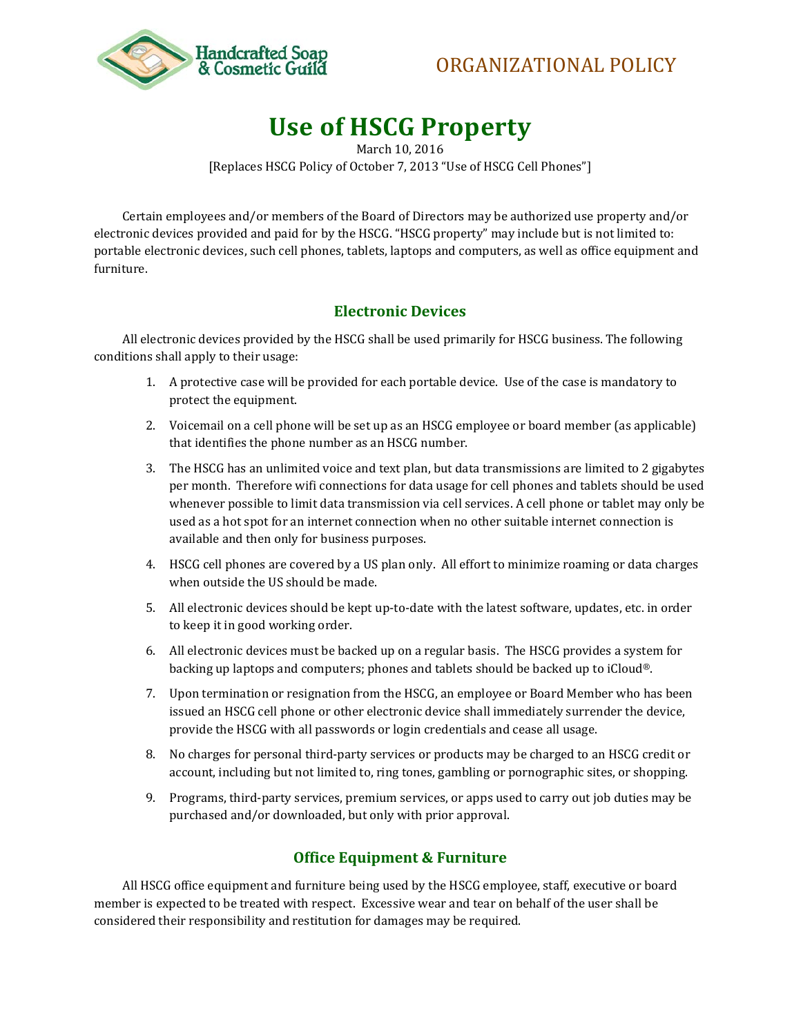Handcrafted Soap & Cosmetic Guild

ORGANIZATIONAL POLICY

# Use of HSCG Property

March 10, 2016

[Replaces HSCG Policy of October 7, 2013 "Use of HSCG Cell Phones"]

Certain employees and/or members of the Board of Directors may be authorized use property and/or electronic devices provided and paid for by the HSCG. "HSCG property" may include but is not limited to: portable electronic devices, such cell phones, tablets, laptops and computers, as well as office equipment and furniture.

## Electronic Devices

All electronic devices provided by the HSCG shall be used primarily for HSCG business. The following conditions shall apply to their usage:

1. A protective case will be provided for each portable device. Use of the case is mandatory to protect the equipment.
2. Voicemail on a cell phone will be set up as an HSCG employee or board member (as applicable) that identifies the phone number as an HSCG number.
3. The HSCG has an unlimited voice and text plan, but data transmissions are limited to 2 gigabytes per month. Therefore wifi connections for data usage for cell phones and tablets should be used whenever possible to limit data transmission via cell services. A cell phone or tablet may only be used as a hot spot for an internet connection when no other suitable internet connection is available and then only for business purposes.
4. HSCG cell phones are covered by a US plan only. All effort to minimize roaming or data charges when outside the US should be made.
5. All electronic devices should be kept up-to-date with the latest software, updates, etc. in order to keep it in good working order.
6. All electronic devices must be backed up on a regular basis. The HSCG provides a system for backing up laptops and computers; phones and tablets should be backed up to iCloud®.
7. Upon termination or resignation from the HSCG, an employee or Board Member who has been issued an HSCG cell phone or other electronic device shall immediately surrender the device, provide the HSCG with all passwords or login credentials and cease all usage.
8. No charges for personal third-party services or products may be charged to an HSCG credit or account, including but not limited to, ring tones, gambling or pornographic sites, or shopping.
9. Programs, third-party services, premium services, or apps used to carry out job duties may be purchased and/or downloaded, but only with prior approval.

## Office Equipment & Furniture

All HSCG office equipment and furniture being used by the HSCG employee, staff, executive or board member is expected to be treated with respect. Excessive wear and tear on behalf of the user shall be considered their responsibility and restitution for damages may be required.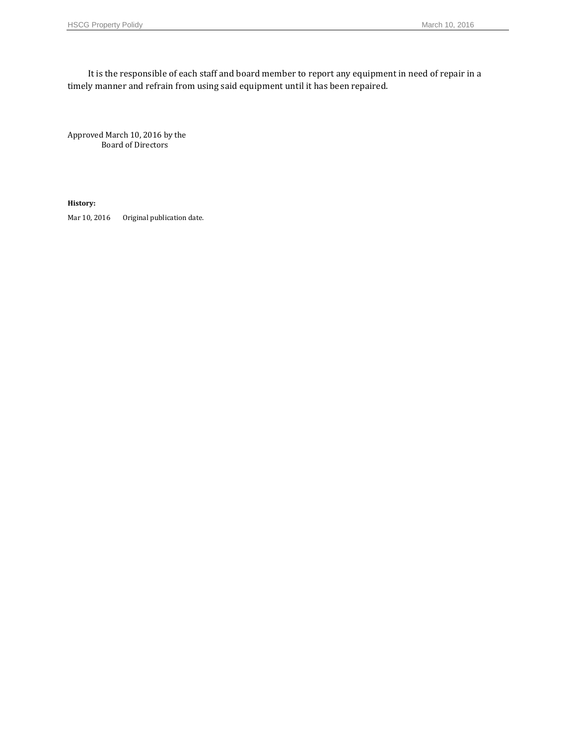It is the responsible of each staff and board member to report any equipment in need of repair in a timely manner and refrain from using said equipment until it has been repaired.

Approved March 10, 2016 by the
Board of Directors

**History:**

Mar 10, 2016 Original publication date.